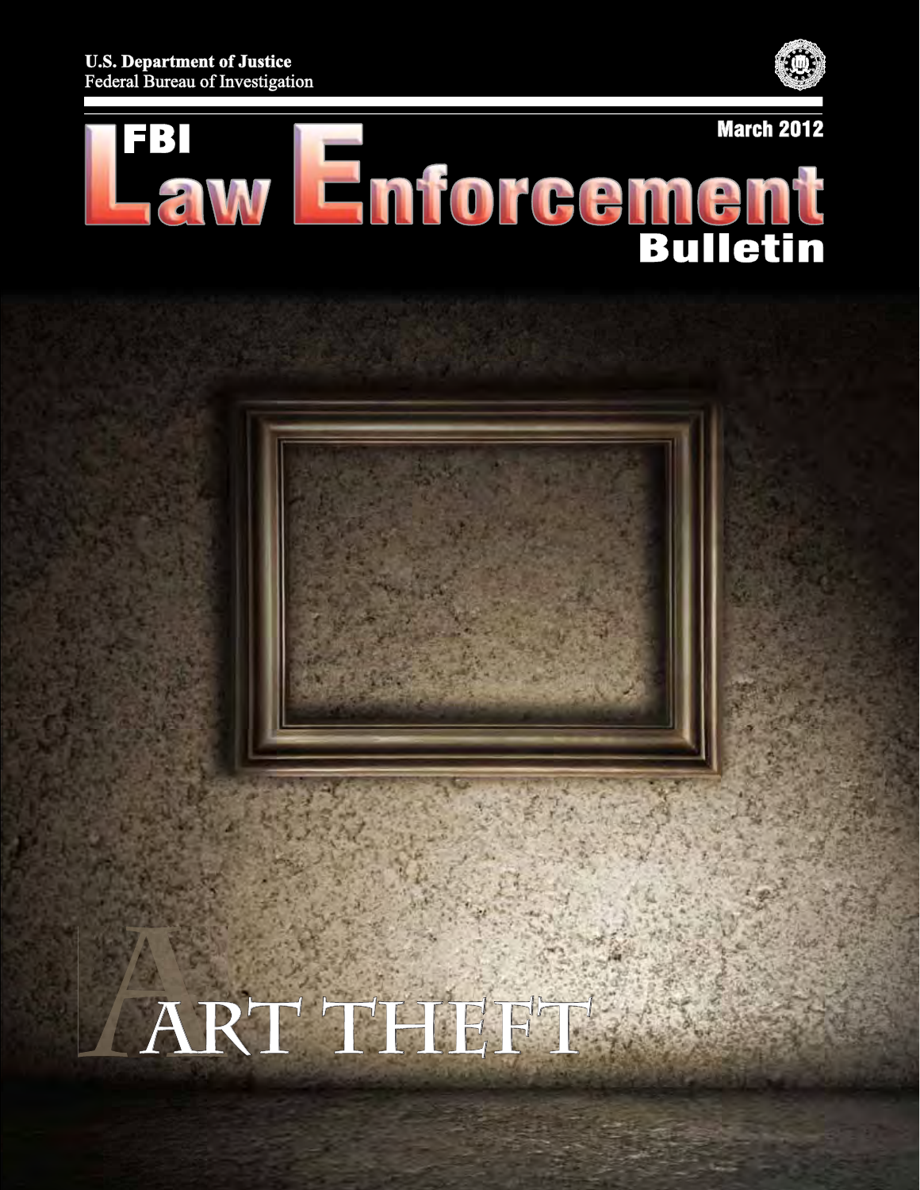**U.S. Department of Justice**
Federal Bureau of Investigation

March 2012

# FBI Law Enforcement Bulletin

## ART THEFT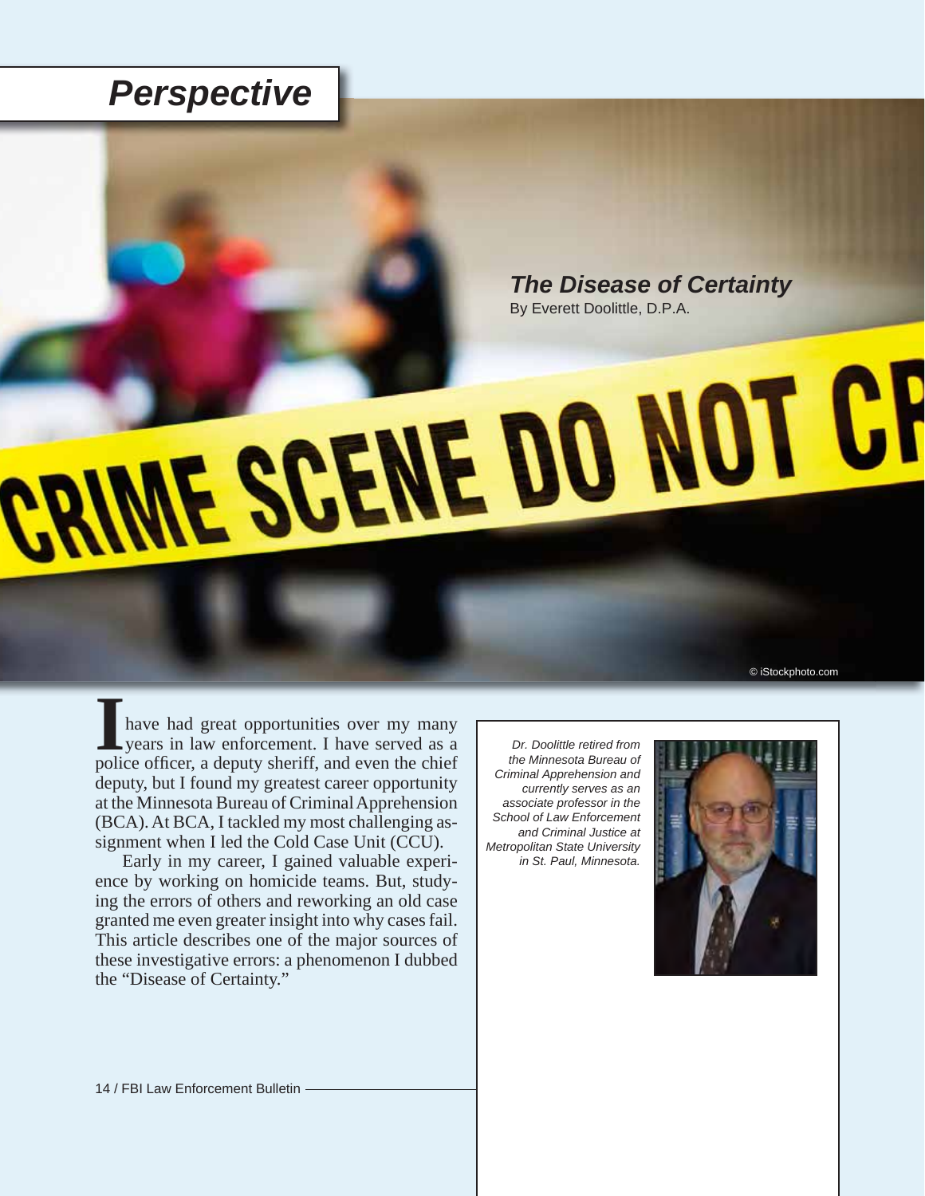# Perspective

## The Disease of Certainty

By Everett Doolittle, D.P.A.

© iStockphoto.com

I have had great opportunities over my many years in law enforcement. I have served as a police officer, a deputy sheriff, and even the chief deputy, but I found my greatest career opportunity at the Minnesota Bureau of Criminal Apprehension (BCA). At BCA, I tackled my most challenging assignment when I led the Cold Case Unit (CCU).

Early in my career, I gained valuable experience by working on homicide teams. But, studying the errors of others and reworking an old case granted me even greater insight into why cases fail. This article describes one of the major sources of these investigative errors: a phenomenon I dubbed the "Disease of Certainty."

*Dr. Doolittle retired from the Minnesota Bureau of Criminal Apprehension and currently serves as an associate professor in the School of Law Enforcement and Criminal Justice at Metropolitan State University in St. Paul, Minnesota.*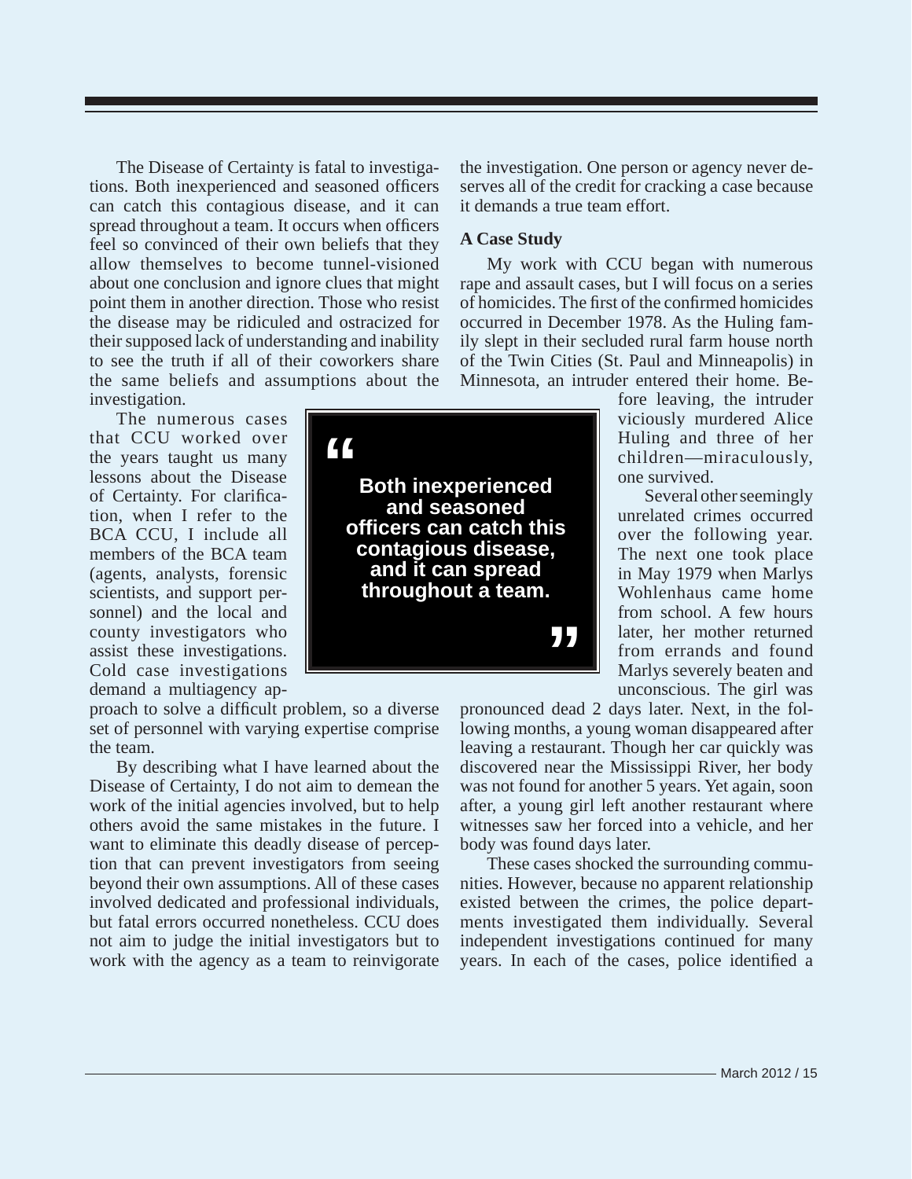The Disease of Certainty is fatal to investigations. Both inexperienced and seasoned officers can catch this contagious disease, and it can spread throughout a team. It occurs when officers feel so convinced of their own beliefs that they allow themselves to become tunnel-visioned about one conclusion and ignore clues that might point them in another direction. Those who resist the disease may be ridiculed and ostracized for their supposed lack of understanding and inability to see the truth if all of their coworkers share the same beliefs and assumptions about the investigation.

The numerous cases that CCU worked over the years taught us many lessons about the Disease of Certainty. For clarification, when I refer to the BCA CCU, I include all members of the BCA team (agents, analysts, forensic scientists, and support personnel) and the local and county investigators who assist these investigations. Cold case investigations demand a multiagency approach to solve a difficult problem, so a diverse set of personnel with varying expertise comprise the team.

> **Both inexperienced and seasoned officers can catch this contagious disease, and it can spread throughout a team.**

By describing what I have learned about the Disease of Certainty, I do not aim to demean the work of the initial agencies involved, but to help others avoid the same mistakes in the future. I want to eliminate this deadly disease of perception that can prevent investigators from seeing beyond their own assumptions. All of these cases involved dedicated and professional individuals, but fatal errors occurred nonetheless. CCU does not aim to judge the initial investigators but to work with the agency as a team to reinvigorate the investigation. One person or agency never deserves all of the credit for cracking a case because it demands a true team effort.

### A Case Study

My work with CCU began with numerous rape and assault cases, but I will focus on a series of homicides. The first of the confirmed homicides occurred in December 1978. As the Huling family slept in their secluded rural farm house north of the Twin Cities (St. Paul and Minneapolis) in Minnesota, an intruder entered their home. Before leaving, the intruder viciously murdered Alice Huling and three of her children—miraculously, one survived.

Several other seemingly unrelated crimes occurred over the following year. The next one took place in May 1979 when Marlys Wohlenhaus came home from school. A few hours later, her mother returned from errands and found Marlys severely beaten and unconscious. The girl was pronounced dead 2 days later. Next, in the following months, a young woman disappeared after leaving a restaurant. Though her car quickly was discovered near the Mississippi River, her body was not found for another 5 years. Yet again, soon after, a young girl left another restaurant where witnesses saw her forced into a vehicle, and her body was found days later.

These cases shocked the surrounding communities. However, because no apparent relationship existed between the crimes, the police departments investigated them individually. Several independent investigations continued for many years. In each of the cases, police identified a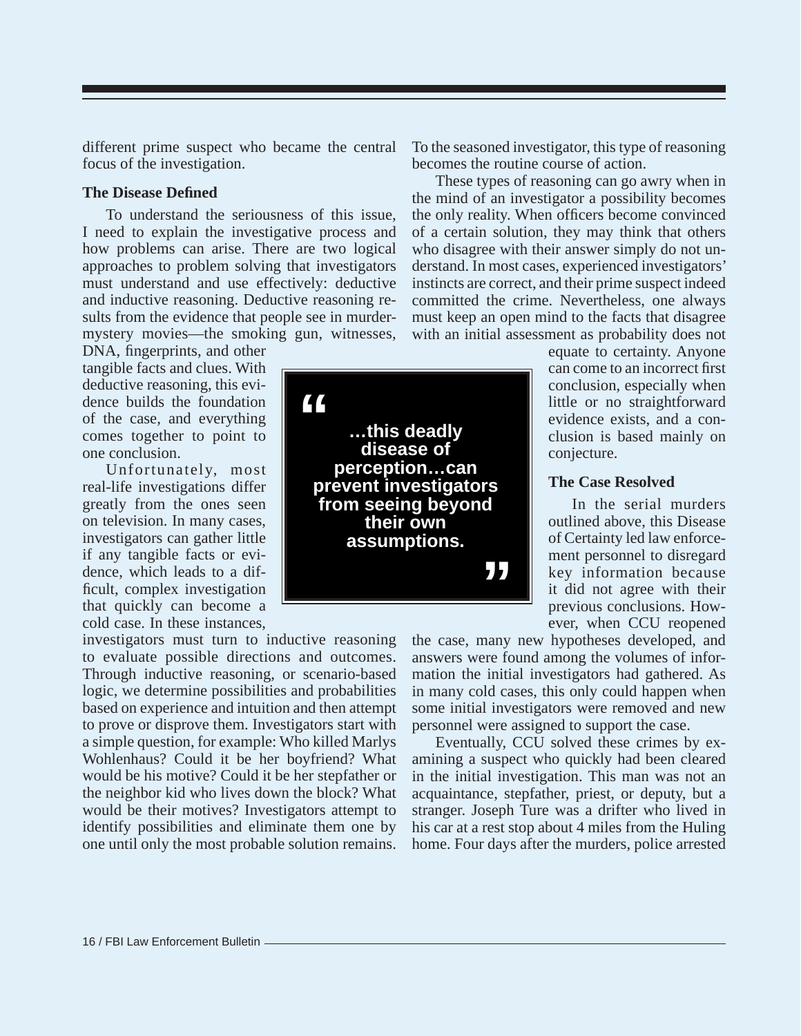different prime suspect who became the central focus of the investigation.

### The Disease Defined

To understand the seriousness of this issue, I need to explain the investigative process and how problems can arise. There are two logical approaches to problem solving that investigators must understand and use effectively: deductive and inductive reasoning. Deductive reasoning results from the evidence that people see in murder-mystery movies—the smoking gun, witnesses, DNA, fingerprints, and other tangible facts and clues. With deductive reasoning, this evidence builds the foundation of the case, and everything comes together to point to one conclusion.

Unfortunately, most real-life investigations differ greatly from the ones seen on television. In many cases, investigators can gather little if any tangible facts or evidence, which leads to a difficult, complex investigation that quickly can become a cold case. In these instances, investigators must turn to inductive reasoning to evaluate possible directions and outcomes. Through inductive reasoning, or scenario-based logic, we determine possibilities and probabilities based on experience and intuition and then attempt to prove or disprove them. Investigators start with a simple question, for example: Who killed Marlys Wohlenhaus? Could it be her boyfriend? What would be his motive? Could it be her stepfather or the neighbor kid who lives down the block? What would be their motives? Investigators attempt to identify possibilities and eliminate them one by one until only the most probable solution remains. To the seasoned investigator, this type of reasoning becomes the routine course of action.

> "…this deadly disease of perception…can prevent investigators from seeing beyond their own assumptions."

These types of reasoning can go awry when in the mind of an investigator a possibility becomes the only reality. When officers become convinced of a certain solution, they may think that others who disagree with their answer simply do not understand. In most cases, experienced investigators' instincts are correct, and their prime suspect indeed committed the crime. Nevertheless, one always must keep an open mind to the facts that disagree with an initial assessment as probability does not equate to certainty. Anyone can come to an incorrect first conclusion, especially when little or no straightforward evidence exists, and a conclusion is based mainly on conjecture.

### The Case Resolved

In the serial murders outlined above, this Disease of Certainty led law enforcement personnel to disregard key information because it did not agree with their previous conclusions. However, when CCU reopened the case, many new hypotheses developed, and answers were found among the volumes of information the initial investigators had gathered. As in many cold cases, this only could happen when some initial investigators were removed and new personnel were assigned to support the case.

Eventually, CCU solved these crimes by examining a suspect who quickly had been cleared in the initial investigation. This man was not an acquaintance, stepfather, priest, or deputy, but a stranger. Joseph Ture was a drifter who lived in his car at a rest stop about 4 miles from the Huling home. Four days after the murders, police arrested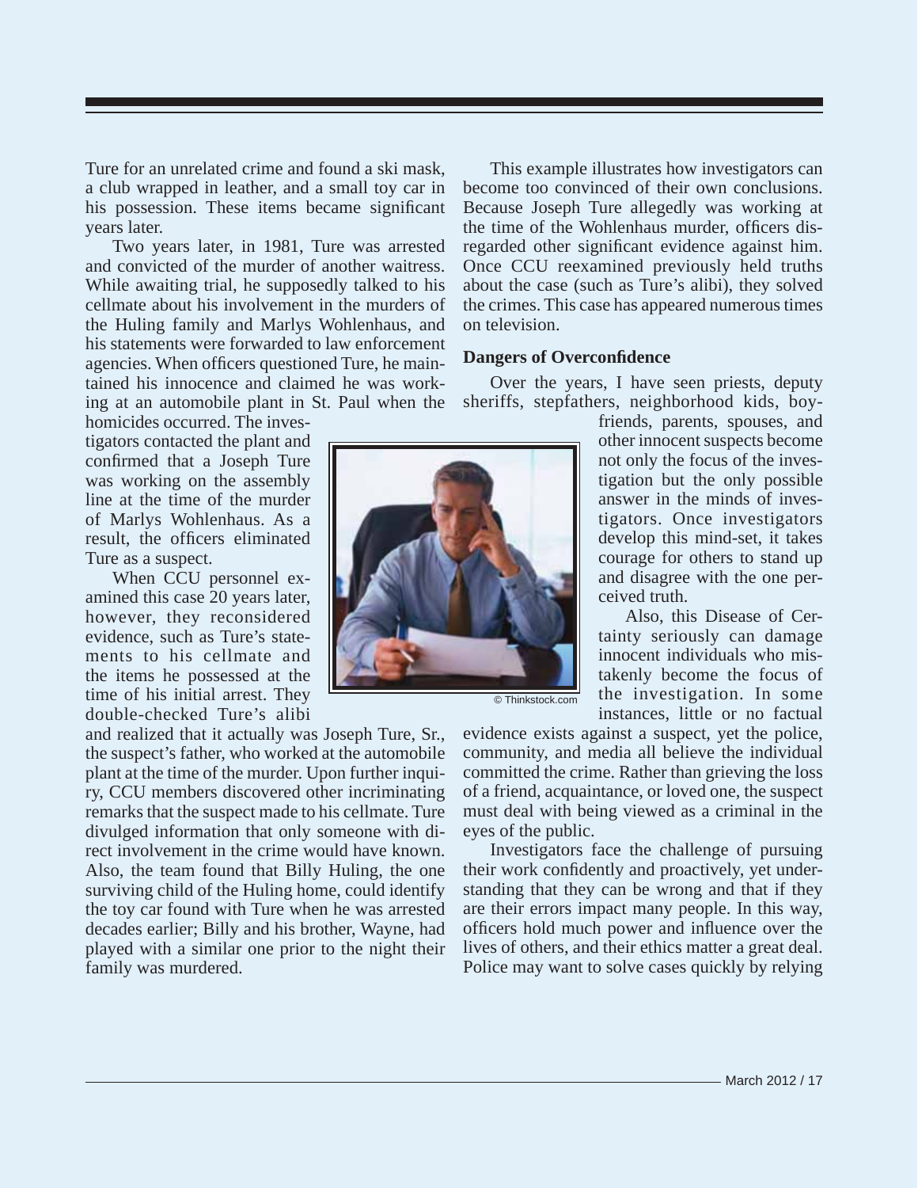Ture for an unrelated crime and found a ski mask, a club wrapped in leather, and a small toy car in his possession. These items became significant years later.

Two years later, in 1981, Ture was arrested and convicted of the murder of another waitress. While awaiting trial, he supposedly talked to his cellmate about his involvement in the murders of the Huling family and Marlys Wohlenhaus, and his statements were forwarded to law enforcement agencies. When officers questioned Ture, he maintained his innocence and claimed he was working at an automobile plant in St. Paul when the homicides occurred. The investigators contacted the plant and confirmed that a Joseph Ture was working on the assembly line at the time of the murder of Marlys Wohlenhaus. As a result, the officers eliminated Ture as a suspect.

When CCU personnel examined this case 20 years later, however, they reconsidered evidence, such as Ture's statements to his cellmate and the items he possessed at the time of his initial arrest. They double-checked Ture's alibi and realized that it actually was Joseph Ture, Sr., the suspect's father, who worked at the automobile plant at the time of the murder. Upon further inquiry, CCU members discovered other incriminating remarks that the suspect made to his cellmate. Ture divulged information that only someone with direct involvement in the crime would have known. Also, the team found that Billy Huling, the one surviving child of the Huling home, could identify the toy car found with Ture when he was arrested decades earlier; Billy and his brother, Wayne, had played with a similar one prior to the night their family was murdered.

This example illustrates how investigators can become too convinced of their own conclusions. Because Joseph Ture allegedly was working at the time of the Wohlenhaus murder, officers disregarded other significant evidence against him. Once CCU reexamined previously held truths about the case (such as Ture's alibi), they solved the crimes. This case has appeared numerous times on television.

**Dangers of Overconfidence**

Over the years, I have seen priests, deputy sheriffs, stepfathers, neighborhood kids, boyfriends, parents, spouses, and other innocent suspects become not only the focus of the investigation but the only possible answer in the minds of investigators. Once investigators develop this mind-set, it takes courage for others to stand up and disagree with the one perceived truth.

© Thinkstock.com

Also, this Disease of Certainty seriously can damage innocent individuals who mistakenly become the focus of the investigation. In some instances, little or no factual evidence exists against a suspect, yet the police, community, and media all believe the individual committed the crime. Rather than grieving the loss of a friend, acquaintance, or loved one, the suspect must deal with being viewed as a criminal in the eyes of the public.

Investigators face the challenge of pursuing their work confidently and proactively, yet understanding that they can be wrong and that if they are their errors impact many people. In this way, officers hold much power and influence over the lives of others, and their ethics matter a great deal. Police may want to solve cases quickly by relying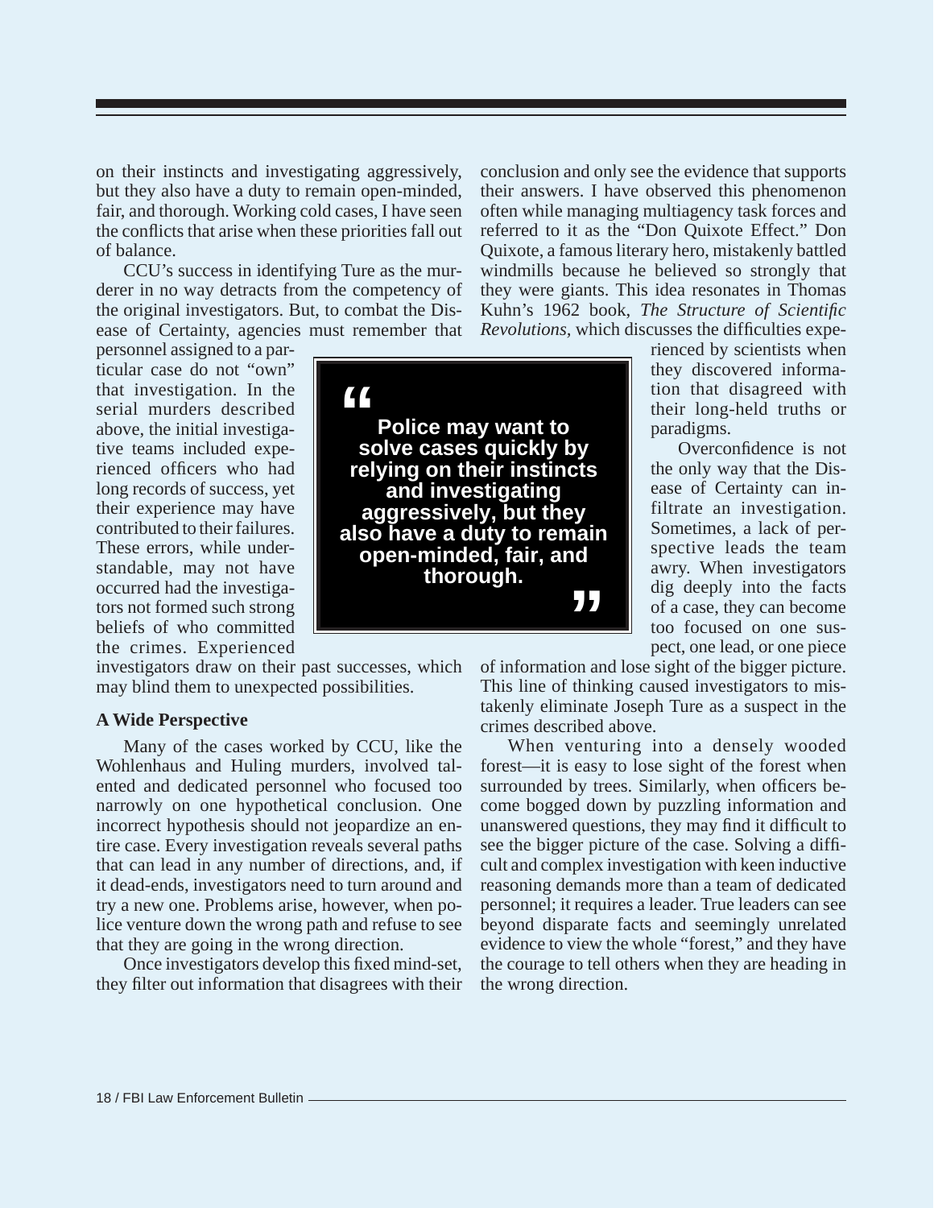on their instincts and investigating aggressively, but they also have a duty to remain open-minded, fair, and thorough. Working cold cases, I have seen the conflicts that arise when these priorities fall out of balance.

CCU's success in identifying Ture as the murderer in no way detracts from the competency of the original investigators. But, to combat the Disease of Certainty, agencies must remember that personnel assigned to a particular case do not "own" that investigation. In the serial murders described above, the initial investigative teams included experienced officers who had long records of success, yet their experience may have contributed to their failures. These errors, while understandable, may not have occurred had the investigators not formed such strong beliefs of who committed the crimes. Experienced investigators draw on their past successes, which may blind them to unexpected possibilities.

> **Police may want to solve cases quickly by relying on their instincts and investigating aggressively, but they also have a duty to remain open-minded, fair, and thorough.**

### A Wide Perspective

Many of the cases worked by CCU, like the Wohlenhaus and Huling murders, involved talented and dedicated personnel who focused too narrowly on one hypothetical conclusion. One incorrect hypothesis should not jeopardize an entire case. Every investigation reveals several paths that can lead in any number of directions, and, if it dead-ends, investigators need to turn around and try a new one. Problems arise, however, when police venture down the wrong path and refuse to see that they are going in the wrong direction.

Once investigators develop this fixed mind-set, they filter out information that disagrees with their conclusion and only see the evidence that supports their answers. I have observed this phenomenon often while managing multiagency task forces and referred to it as the "Don Quixote Effect." Don Quixote, a famous literary hero, mistakenly battled windmills because he believed so strongly that they were giants. This idea resonates in Thomas Kuhn's 1962 book, *The Structure of Scientific Revolutions*, which discusses the difficulties experienced by scientists when they discovered information that disagreed with their long-held truths or paradigms.

Overconfidence is not the only way that the Disease of Certainty can infiltrate an investigation. Sometimes, a lack of perspective leads the team awry. When investigators dig deeply into the facts of a case, they can become too focused on one suspect, one lead, or one piece of information and lose sight of the bigger picture. This line of thinking caused investigators to mistakenly eliminate Joseph Ture as a suspect in the crimes described above.

When venturing into a densely wooded forest—it is easy to lose sight of the forest when surrounded by trees. Similarly, when officers become bogged down by puzzling information and unanswered questions, they may find it difficult to see the bigger picture of the case. Solving a difficult and complex investigation with keen inductive reasoning demands more than a team of dedicated personnel; it requires a leader. True leaders can see beyond disparate facts and seemingly unrelated evidence to view the whole "forest," and they have the courage to tell others when they are heading in the wrong direction.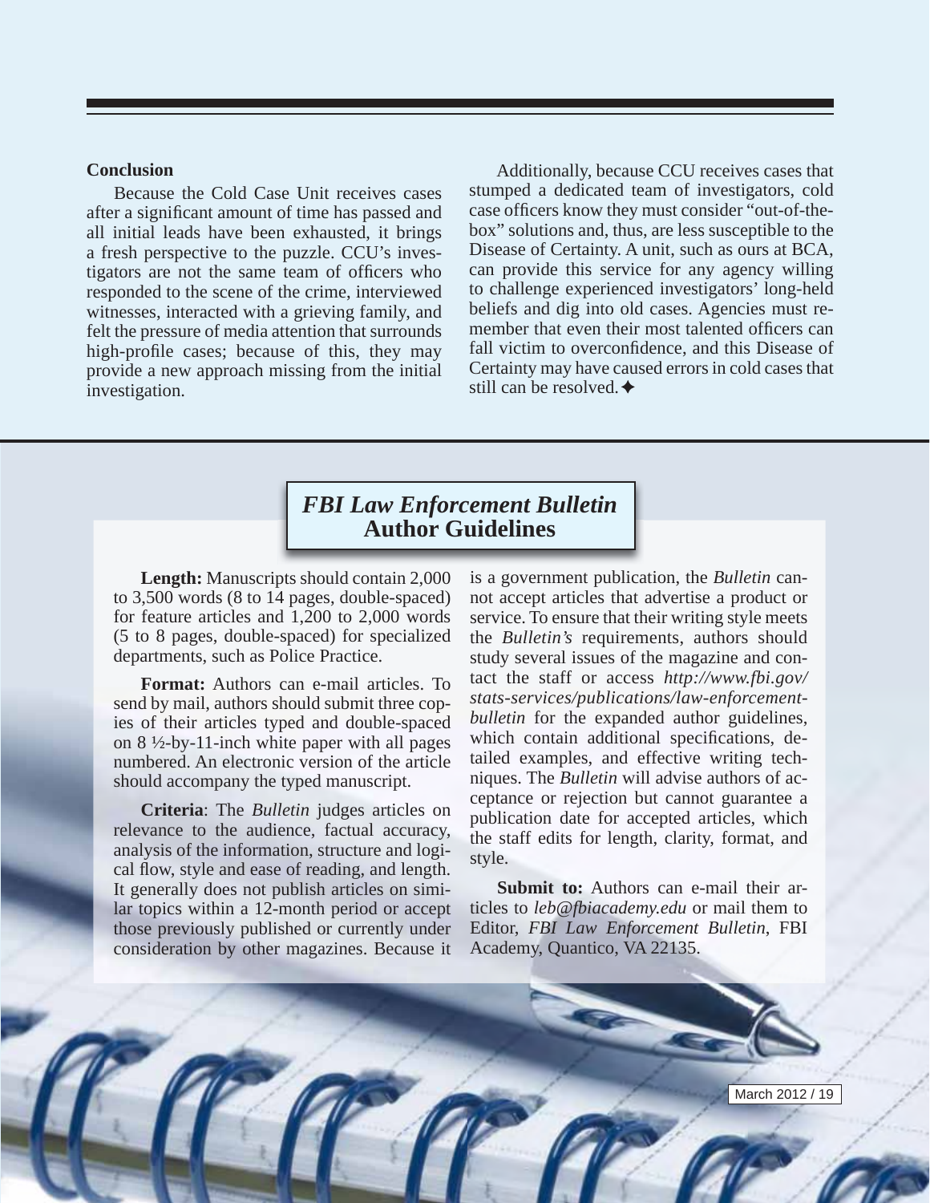### Conclusion

Because the Cold Case Unit receives cases after a significant amount of time has passed and all initial leads have been exhausted, it brings a fresh perspective to the puzzle. CCU's investigators are not the same team of officers who responded to the scene of the crime, interviewed witnesses, interacted with a grieving family, and felt the pressure of media attention that surrounds high-profile cases; because of this, they may provide a new approach missing from the initial investigation.

Additionally, because CCU receives cases that stumped a dedicated team of investigators, cold case officers know they must consider "out-of-the-box" solutions and, thus, are less susceptible to the Disease of Certainty. A unit, such as ours at BCA, can provide this service for any agency willing to challenge experienced investigators' long-held beliefs and dig into old cases. Agencies must remember that even their most talented officers can fall victim to overconfidence, and this Disease of Certainty may have caused errors in cold cases that still can be resolved.✦

## *FBI Law Enforcement Bulletin* Author Guidelines

**Length:** Manuscripts should contain 2,000 to 3,500 words (8 to 14 pages, double-spaced) for feature articles and 1,200 to 2,000 words (5 to 8 pages, double-spaced) for specialized departments, such as Police Practice.

**Format:** Authors can e-mail articles. To send by mail, authors should submit three copies of their articles typed and double-spaced on 8 ½-by-11-inch white paper with all pages numbered. An electronic version of the article should accompany the typed manuscript.

**Criteria**: The *Bulletin* judges articles on relevance to the audience, factual accuracy, analysis of the information, structure and logical flow, style and ease of reading, and length. It generally does not publish articles on similar topics within a 12-month period or accept those previously published or currently under consideration by other magazines. Because it is a government publication, the *Bulletin* cannot accept articles that advertise a product or service. To ensure that their writing style meets the *Bulletin's* requirements, authors should study several issues of the magazine and contact the staff or access *http://www.fbi.gov/stats-services/publications/law-enforcement-bulletin* for the expanded author guidelines, which contain additional specifications, detailed examples, and effective writing techniques. The *Bulletin* will advise authors of acceptance or rejection but cannot guarantee a publication date for accepted articles, which the staff edits for length, clarity, format, and style.

**Submit to:** Authors can e-mail their articles to *leb@fbiacademy.edu* or mail them to Editor, *FBI Law Enforcement Bulletin*, FBI Academy, Quantico, VA 22135.